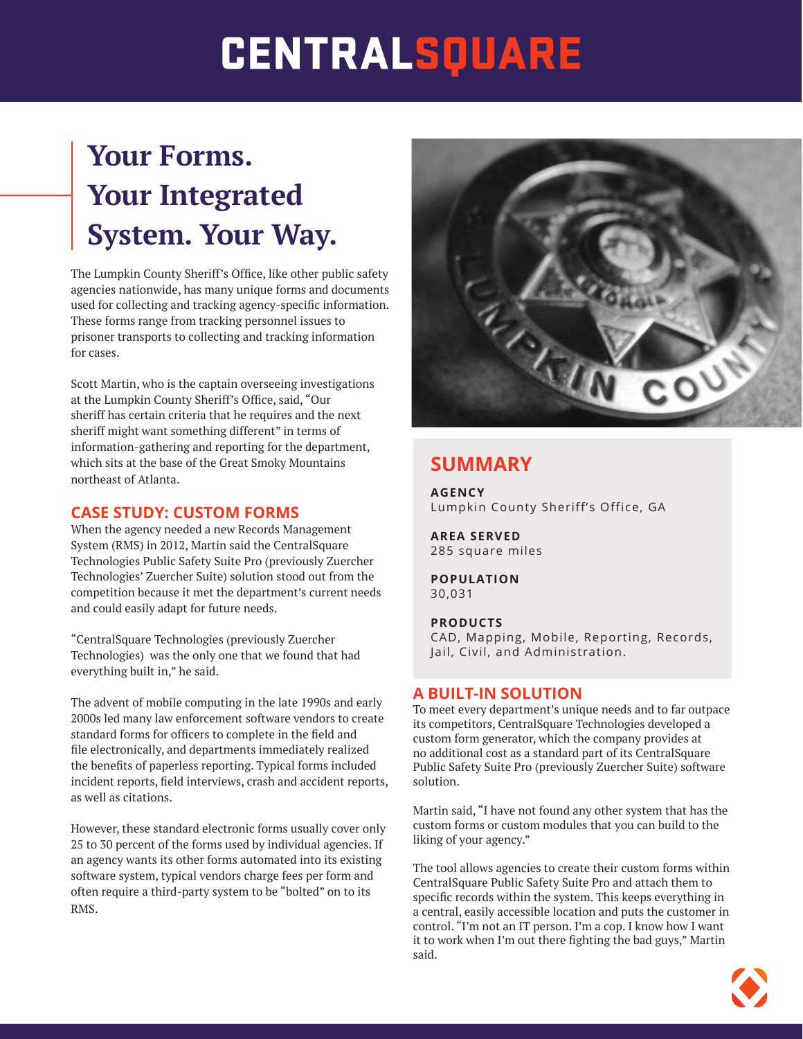# CENTRALSQUARE

## Your Forms. Your Integrated System. Your Way.

The Lumpkin County Sheriff's Office, like other public safety agencies nationwide, has many unique forms and documents used for collecting and tracking agency-specific information. These forms range from tracking personnel issues to prisoner transports to collecting and tracking information for cases.

Scott Martin, who is the captain overseeing investigations at the Lumpkin County Sheriff's Office, said, "Our sheriff has certain criteria that he requires and the next sheriff might want something different" in terms of information-gathering and reporting for the department, which sits at the base of the Great Smoky Mountains northeast of Atlanta.

### CASE STUDY: CUSTOM FORMS

When the agency needed a new Records Management System (RMS) in 2012, Martin said the CentralSquare Technologies Public Safety Suite Pro (previously Zuercher Technologies' Zuercher Suite) solution stood out from the competition because it met the department's current needs and could easily adapt for future needs.

"CentralSquare Technologies (previously Zuercher Technologies) was the only one that we found that had everything built in," he said.

The advent of mobile computing in the late 1990s and early 2000s led many law enforcement software vendors to create standard forms for officers to complete in the field and file electronically, and departments immediately realized the benefits of paperless reporting. Typical forms included incident reports, field interviews, crash and accident reports, as well as citations.

However, these standard electronic forms usually cover only 25 to 30 percent of the forms used by individual agencies. If an agency wants its other forms automated into its existing software system, typical vendors charge fees per form and often require a third-party system to be "bolted" on to its RMS.

## SUMMARY

**AGENCY**
Lumpkin County Sheriff's Office, GA

**AREA SERVED**
285 square miles

**POPULATION**
30,031

**PRODUCTS**
CAD, Mapping, Mobile, Reporting, Records, Jail, Civil, and Administration.

### A BUILT-IN SOLUTION

To meet every department's unique needs and to far outpace its competitors, CentralSquare Technologies developed a custom form generator, which the company provides at no additional cost as a standard part of its CentralSquare Public Safety Suite Pro (previously Zuercher Suite) software solution.

Martin said, "I have not found any other system that has the custom forms or custom modules that you can build to the liking of your agency."

The tool allows agencies to create their custom forms within CentralSquare Public Safety Suite Pro and attach them to specific records within the system. This keeps everything in a central, easily accessible location and puts the customer in control. "I'm not an IT person. I'm a cop. I know how I want it to work when I'm out there fighting the bad guys," Martin said.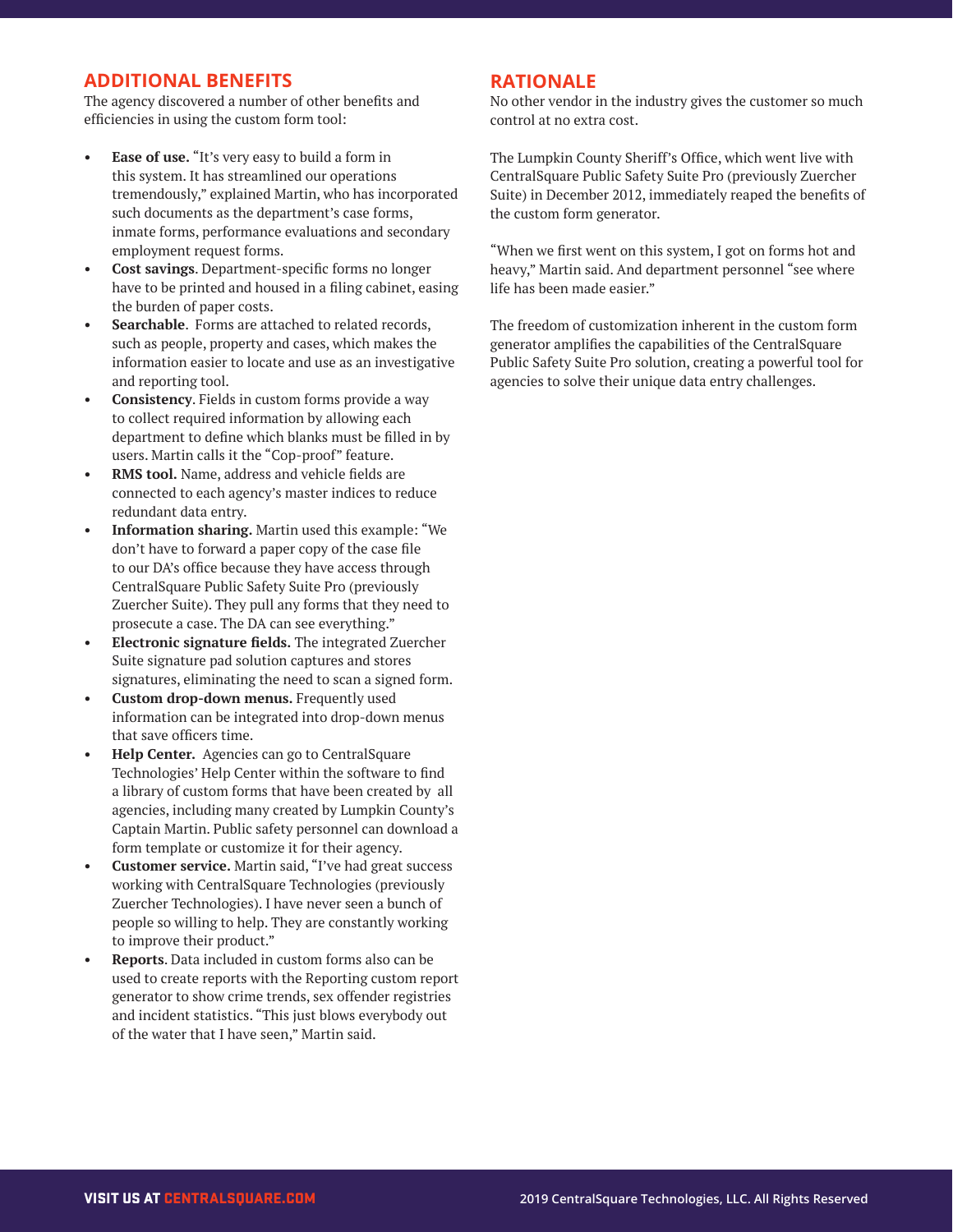## ADDITIONAL BENEFITS

The agency discovered a number of other benefits and efficiencies in using the custom form tool:

- **Ease of use.** "It's very easy to build a form in this system. It has streamlined our operations tremendously," explained Martin, who has incorporated such documents as the department's case forms, inmate forms, performance evaluations and secondary employment request forms.
- **Cost savings**. Department-specific forms no longer have to be printed and housed in a filing cabinet, easing the burden of paper costs.
- **Searchable**. Forms are attached to related records, such as people, property and cases, which makes the information easier to locate and use as an investigative and reporting tool.
- **Consistency**. Fields in custom forms provide a way to collect required information by allowing each department to define which blanks must be filled in by users. Martin calls it the "Cop-proof" feature.
- **RMS tool.** Name, address and vehicle fields are connected to each agency's master indices to reduce redundant data entry.
- **Information sharing.** Martin used this example: "We don't have to forward a paper copy of the case file to our DA's office because they have access through CentralSquare Public Safety Suite Pro (previously Zuercher Suite). They pull any forms that they need to prosecute a case. The DA can see everything."
- **Electronic signature fields.** The integrated Zuercher Suite signature pad solution captures and stores signatures, eliminating the need to scan a signed form.
- **Custom drop-down menus.** Frequently used information can be integrated into drop-down menus that save officers time.
- **Help Center.** Agencies can go to CentralSquare Technologies' Help Center within the software to find a library of custom forms that have been created by all agencies, including many created by Lumpkin County's Captain Martin. Public safety personnel can download a form template or customize it for their agency.
- **Customer service.** Martin said, "I've had great success working with CentralSquare Technologies (previously Zuercher Technologies). I have never seen a bunch of people so willing to help. They are constantly working to improve their product."
- **Reports**. Data included in custom forms also can be used to create reports with the Reporting custom report generator to show crime trends, sex offender registries and incident statistics. "This just blows everybody out of the water that I have seen," Martin said.

## RATIONALE

No other vendor in the industry gives the customer so much control at no extra cost.

The Lumpkin County Sheriff's Office, which went live with CentralSquare Public Safety Suite Pro (previously Zuercher Suite) in December 2012, immediately reaped the benefits of the custom form generator.

"When we first went on this system, I got on forms hot and heavy," Martin said. And department personnel "see where life has been made easier."

The freedom of customization inherent in the custom form generator amplifies the capabilities of the CentralSquare Public Safety Suite Pro solution, creating a powerful tool for agencies to solve their unique data entry challenges.